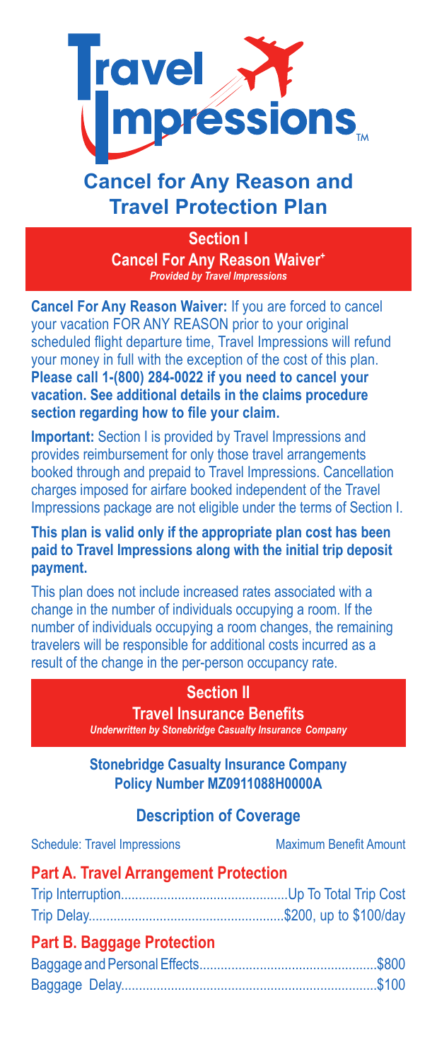# Travel Impressions™

## Cancel for Any Reason and Travel Protection Plan

### Section I
**Cancel For Any Reason Waiver+**
*Provided by Travel Impressions*

**Cancel For Any Reason Waiver:** If you are forced to cancel your vacation FOR ANY REASON prior to your original scheduled flight departure time, Travel Impressions will refund your money in full with the exception of the cost of this plan. **Please call 1-(800) 284-0022 if you need to cancel your vacation. See additional details in the claims procedure section regarding how to file your claim.**

**Important:** Section I is provided by Travel Impressions and provides reimbursement for only those travel arrangements booked through and prepaid to Travel Impressions. Cancellation charges imposed for airfare booked independent of the Travel Impressions package are not eligible under the terms of Section I.

**This plan is valid only if the appropriate plan cost has been paid to Travel Impressions along with the initial trip deposit payment.**

This plan does not include increased rates associated with a change in the number of individuals occupying a room. If the number of individuals occupying a room changes, the remaining travelers will be responsible for additional costs incurred as a result of the change in the per-person occupancy rate.

### Section II
**Travel Insurance Benefits**
*Underwritten by Stonebridge Casualty Insurance Company*

**Stonebridge Casualty Insurance Company**
**Policy Number MZ0911088H0000A**

### Description of Coverage

| Schedule: Travel Impressions | Maximum Benefit Amount |
| --- | --- |
| **Part A. Travel Arrangement Protection** | |
| Trip Interruption | Up To Total Trip Cost |
| Trip Delay | \$200, up to \$100/day |
| **Part B. Baggage Protection** | |
| Baggage and Personal Effects | \$800 |
| Baggage Delay | \$100 |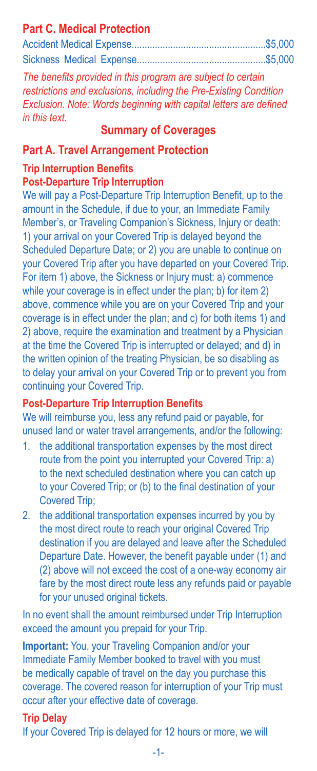## Part C. Medical Protection

Accident Medical Expense....................................................$5,000
Sickness Medical Expense..................................................$5,000

*The benefits provided in this program are subject to certain restrictions and exclusions, including the Pre-Existing Condition Exclusion. Note: Words beginning with capital letters are defined in this text.*

## Summary of Coverages

## Part A. Travel Arrangement Protection

### Trip Interruption Benefits

### Post-Departure Trip Interruption

We will pay a Post-Departure Trip Interruption Benefit, up to the amount in the Schedule, if due to your, an Immediate Family Member's, or Traveling Companion's Sickness, Injury or death: 1) your arrival on your Covered Trip is delayed beyond the Scheduled Departure Date; or 2) you are unable to continue on your Covered Trip after you have departed on your Covered Trip. For item 1) above, the Sickness or Injury must: a) commence while your coverage is in effect under the plan; b) for item 2) above, commence while you are on your Covered Trip and your coverage is in effect under the plan; and c) for both items 1) and 2) above, require the examination and treatment by a Physician at the time the Covered Trip is interrupted or delayed; and d) in the written opinion of the treating Physician, be so disabling as to delay your arrival on your Covered Trip or to prevent you from continuing your Covered Trip.

### Post-Departure Trip Interruption Benefits

We will reimburse you, less any refund paid or payable, for unused land or water travel arrangements, and/or the following:

1. the additional transportation expenses by the most direct route from the point you interrupted your Covered Trip: a) to the next scheduled destination where you can catch up to your Covered Trip; or (b) to the final destination of your Covered Trip;
2. the additional transportation expenses incurred by you by the most direct route to reach your original Covered Trip destination if you are delayed and leave after the Scheduled Departure Date. However, the benefit payable under (1) and (2) above will not exceed the cost of a one-way economy air fare by the most direct route less any refunds paid or payable for your unused original tickets.

In no event shall the amount reimbursed under Trip Interruption exceed the amount you prepaid for your Trip.

**Important:** You, your Traveling Companion and/or your Immediate Family Member booked to travel with you must be medically capable of travel on the day you purchase this coverage. The covered reason for interruption of your Trip must occur after your effective date of coverage.

### Trip Delay

If your Covered Trip is delayed for 12 hours or more, we will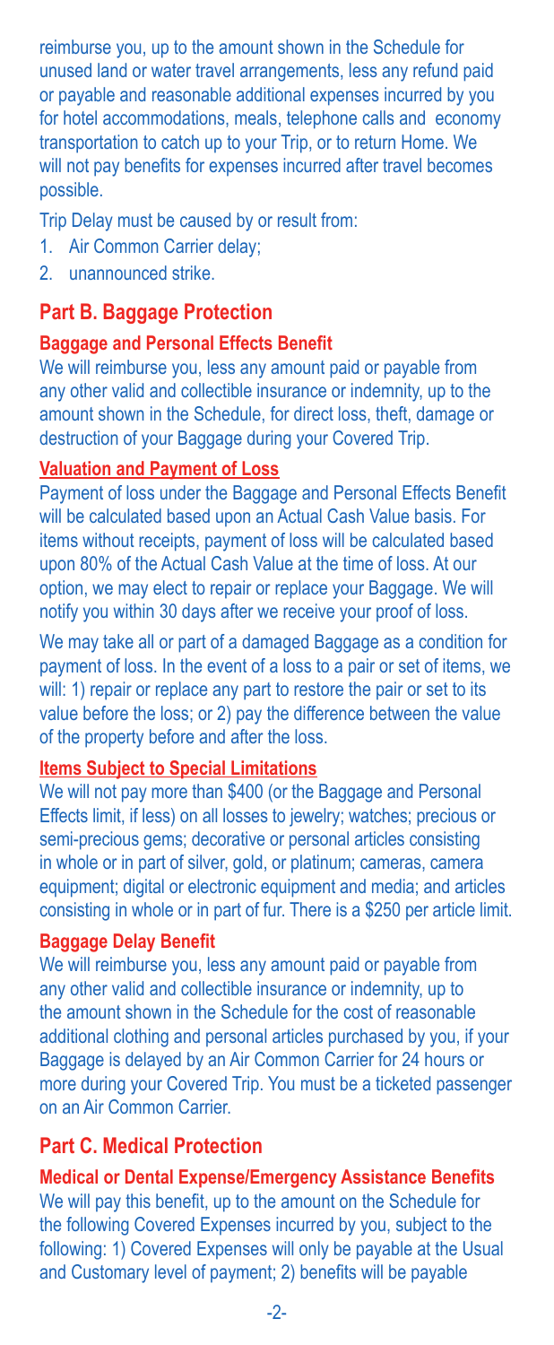reimburse you, up to the amount shown in the Schedule for unused land or water travel arrangements, less any refund paid or payable and reasonable additional expenses incurred by you for hotel accommodations, meals, telephone calls and economy transportation to catch up to your Trip, or to return Home. We will not pay benefits for expenses incurred after travel becomes possible.

Trip Delay must be caused by or result from:

1. Air Common Carrier delay;
2. unannounced strike.

## Part B. Baggage Protection

### Baggage and Personal Effects Benefit

We will reimburse you, less any amount paid or payable from any other valid and collectible insurance or indemnity, up to the amount shown in the Schedule, for direct loss, theft, damage or destruction of your Baggage during your Covered Trip.

#### Valuation and Payment of Loss

Payment of loss under the Baggage and Personal Effects Benefit will be calculated based upon an Actual Cash Value basis. For items without receipts, payment of loss will be calculated based upon 80% of the Actual Cash Value at the time of loss. At our option, we may elect to repair or replace your Baggage. We will notify you within 30 days after we receive your proof of loss.

We may take all or part of a damaged Baggage as a condition for payment of loss. In the event of a loss to a pair or set of items, we will: 1) repair or replace any part to restore the pair or set to its value before the loss; or 2) pay the difference between the value of the property before and after the loss.

#### Items Subject to Special Limitations

We will not pay more than $400 (or the Baggage and Personal Effects limit, if less) on all losses to jewelry; watches; precious or semi-precious gems; decorative or personal articles consisting in whole or in part of silver, gold, or platinum; cameras, camera equipment; digital or electronic equipment and media; and articles consisting in whole or in part of fur. There is a $250 per article limit.

### Baggage Delay Benefit

We will reimburse you, less any amount paid or payable from any other valid and collectible insurance or indemnity, up to the amount shown in the Schedule for the cost of reasonable additional clothing and personal articles purchased by you, if your Baggage is delayed by an Air Common Carrier for 24 hours or more during your Covered Trip. You must be a ticketed passenger on an Air Common Carrier.

## Part C. Medical Protection

### Medical or Dental Expense/Emergency Assistance Benefits

We will pay this benefit, up to the amount on the Schedule for the following Covered Expenses incurred by you, subject to the following: 1) Covered Expenses will only be payable at the Usual and Customary level of payment; 2) benefits will be payable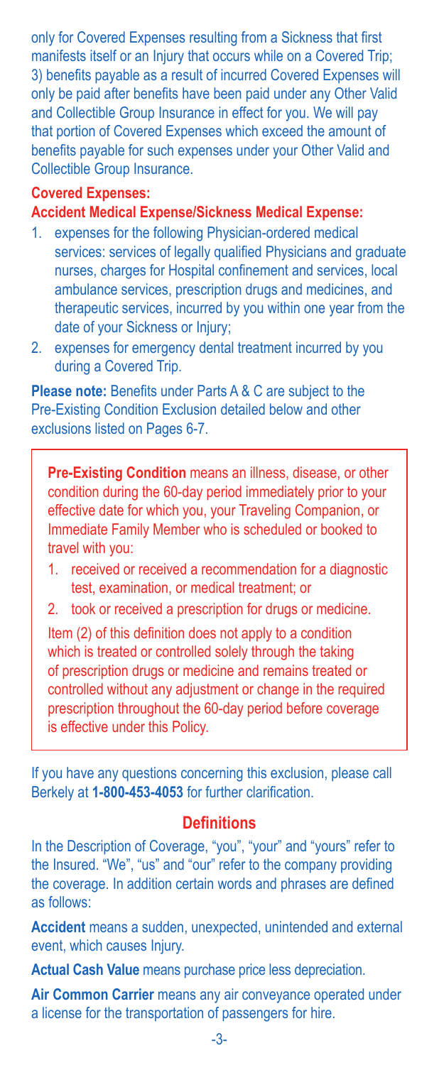only for Covered Expenses resulting from a Sickness that first manifests itself or an Injury that occurs while on a Covered Trip; 3) benefits payable as a result of incurred Covered Expenses will only be paid after benefits have been paid under any Other Valid and Collectible Group Insurance in effect for you. We will pay that portion of Covered Expenses which exceed the amount of benefits payable for such expenses under your Other Valid and Collectible Group Insurance.

**Covered Expenses:**

**Accident Medical Expense/Sickness Medical Expense:**

1. expenses for the following Physician-ordered medical services: services of legally qualified Physicians and graduate nurses, charges for Hospital confinement and services, local ambulance services, prescription drugs and medicines, and therapeutic services, incurred by you within one year from the date of your Sickness or Injury;
2. expenses for emergency dental treatment incurred by you during a Covered Trip.

**Please note:** Benefits under Parts A & C are subject to the Pre-Existing Condition Exclusion detailed below and other exclusions listed on Pages 6-7.

**Pre-Existing Condition** means an illness, disease, or other condition during the 60-day period immediately prior to your effective date for which you, your Traveling Companion, or Immediate Family Member who is scheduled or booked to travel with you:

1. received or received a recommendation for a diagnostic test, examination, or medical treatment; or
2. took or received a prescription for drugs or medicine.

Item (2) of this definition does not apply to a condition which is treated or controlled solely through the taking of prescription drugs or medicine and remains treated or controlled without any adjustment or change in the required prescription throughout the 60-day period before coverage is effective under this Policy.

If you have any questions concerning this exclusion, please call Berkely at **1-800-453-4053** for further clarification.

## Definitions

In the Description of Coverage, "you", "your" and "yours" refer to the Insured. "We", "us" and "our" refer to the company providing the coverage. In addition certain words and phrases are defined as follows:

**Accident** means a sudden, unexpected, unintended and external event, which causes Injury.

**Actual Cash Value** means purchase price less depreciation.

**Air Common Carrier** means any air conveyance operated under a license for the transportation of passengers for hire.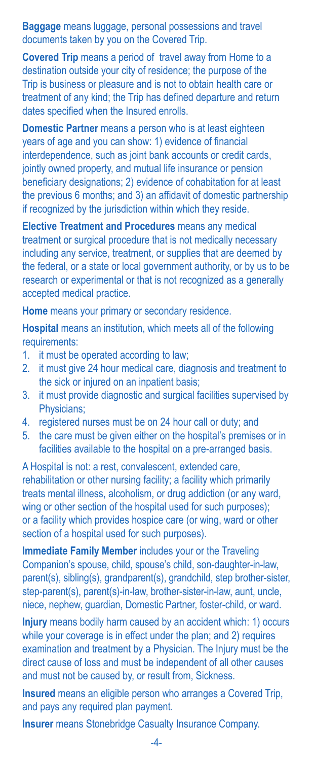**Baggage** means luggage, personal possessions and travel documents taken by you on the Covered Trip.

**Covered Trip** means a period of travel away from Home to a destination outside your city of residence; the purpose of the Trip is business or pleasure and is not to obtain health care or treatment of any kind; the Trip has defined departure and return dates specified when the Insured enrolls.

**Domestic Partner** means a person who is at least eighteen years of age and you can show: 1) evidence of financial interdependence, such as joint bank accounts or credit cards, jointly owned property, and mutual life insurance or pension beneficiary designations; 2) evidence of cohabitation for at least the previous 6 months; and 3) an affidavit of domestic partnership if recognized by the jurisdiction within which they reside.

**Elective Treatment and Procedures** means any medical treatment or surgical procedure that is not medically necessary including any service, treatment, or supplies that are deemed by the federal, or a state or local government authority, or by us to be research or experimental or that is not recognized as a generally accepted medical practice.

**Home** means your primary or secondary residence.

**Hospital** means an institution, which meets all of the following requirements:

1. it must be operated according to law;
2. it must give 24 hour medical care, diagnosis and treatment to the sick or injured on an inpatient basis;
3. it must provide diagnostic and surgical facilities supervised by Physicians;
4. registered nurses must be on 24 hour call or duty; and
5. the care must be given either on the hospital's premises or in facilities available to the hospital on a pre-arranged basis.

A Hospital is not: a rest, convalescent, extended care, rehabilitation or other nursing facility; a facility which primarily treats mental illness, alcoholism, or drug addiction (or any ward, wing or other section of the hospital used for such purposes); or a facility which provides hospice care (or wing, ward or other section of a hospital used for such purposes).

**Immediate Family Member** includes your or the Traveling Companion's spouse, child, spouse's child, son-daughter-in-law, parent(s), sibling(s), grandparent(s), grandchild, step brother-sister, step-parent(s), parent(s)-in-law, brother-sister-in-law, aunt, uncle, niece, nephew, guardian, Domestic Partner, foster-child, or ward.

**Injury** means bodily harm caused by an accident which: 1) occurs while your coverage is in effect under the plan; and 2) requires examination and treatment by a Physician. The Injury must be the direct cause of loss and must be independent of all other causes and must not be caused by, or result from, Sickness.

**Insured** means an eligible person who arranges a Covered Trip, and pays any required plan payment.

**Insurer** means Stonebridge Casualty Insurance Company.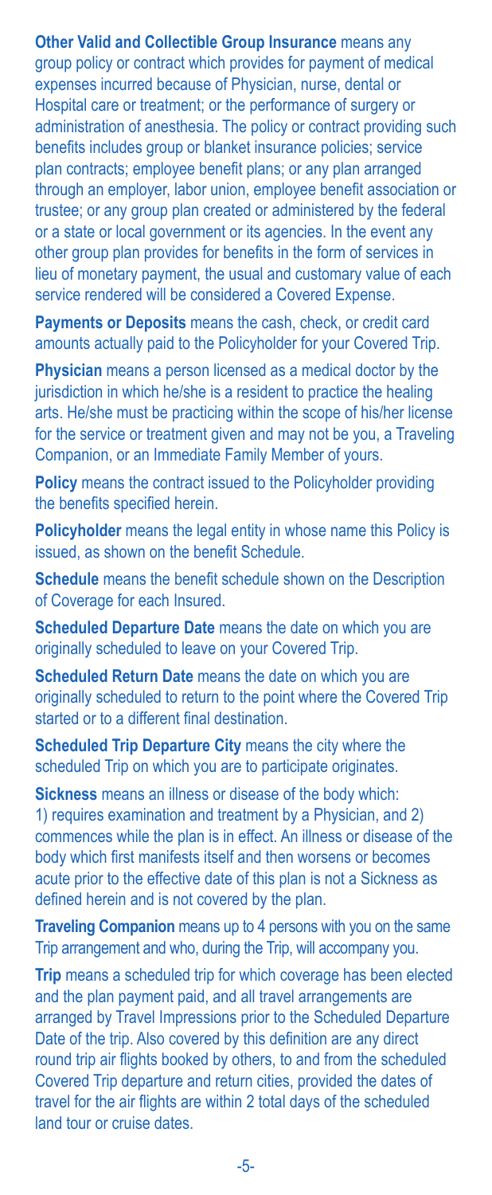**Other Valid and Collectible Group Insurance** means any group policy or contract which provides for payment of medical expenses incurred because of Physician, nurse, dental or Hospital care or treatment; or the performance of surgery or administration of anesthesia. The policy or contract providing such benefits includes group or blanket insurance policies; service plan contracts; employee benefit plans; or any plan arranged through an employer, labor union, employee benefit association or trustee; or any group plan created or administered by the federal or a state or local government or its agencies. In the event any other group plan provides for benefits in the form of services in lieu of monetary payment, the usual and customary value of each service rendered will be considered a Covered Expense.

**Payments or Deposits** means the cash, check, or credit card amounts actually paid to the Policyholder for your Covered Trip.

**Physician** means a person licensed as a medical doctor by the jurisdiction in which he/she is a resident to practice the healing arts. He/she must be practicing within the scope of his/her license for the service or treatment given and may not be you, a Traveling Companion, or an Immediate Family Member of yours.

**Policy** means the contract issued to the Policyholder providing the benefits specified herein.

**Policyholder** means the legal entity in whose name this Policy is issued, as shown on the benefit Schedule.

**Schedule** means the benefit schedule shown on the Description of Coverage for each Insured.

**Scheduled Departure Date** means the date on which you are originally scheduled to leave on your Covered Trip.

**Scheduled Return Date** means the date on which you are originally scheduled to return to the point where the Covered Trip started or to a different final destination.

**Scheduled Trip Departure City** means the city where the scheduled Trip on which you are to participate originates.

**Sickness** means an illness or disease of the body which: 1) requires examination and treatment by a Physician, and 2) commences while the plan is in effect. An illness or disease of the body which first manifests itself and then worsens or becomes acute prior to the effective date of this plan is not a Sickness as defined herein and is not covered by the plan.

**Traveling Companion** means up to 4 persons with you on the same Trip arrangement and who, during the Trip, will accompany you.

**Trip** means a scheduled trip for which coverage has been elected and the plan payment paid, and all travel arrangements are arranged by Travel Impressions prior to the Scheduled Departure Date of the trip. Also covered by this definition are any direct round trip air flights booked by others, to and from the scheduled Covered Trip departure and return cities, provided the dates of travel for the air flights are within 2 total days of the scheduled land tour or cruise dates.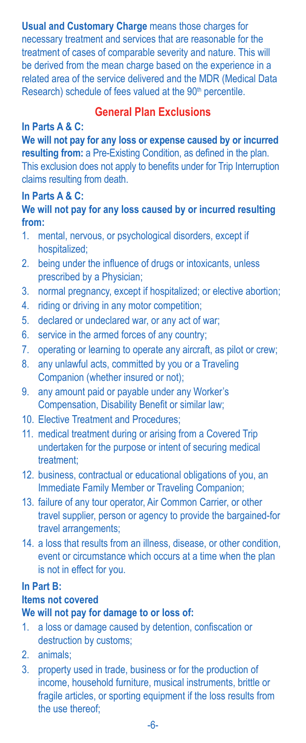**Usual and Customary Charge** means those charges for necessary treatment and services that are reasonable for the treatment of cases of comparable severity and nature. This will be derived from the mean charge based on the experience in a related area of the service delivered and the MDR (Medical Data Research) schedule of fees valued at the 90th percentile.

## General Plan Exclusions

**In Parts A & C:**

**We will not pay for any loss or expense caused by or incurred resulting from:** a Pre-Existing Condition, as defined in the plan. This exclusion does not apply to benefits under for Trip Interruption claims resulting from death.

**In Parts A & C:**

**We will not pay for any loss caused by or incurred resulting from:**

1. mental, nervous, or psychological disorders, except if hospitalized;
2. being under the influence of drugs or intoxicants, unless prescribed by a Physician;
3. normal pregnancy, except if hospitalized; or elective abortion;
4. riding or driving in any motor competition;
5. declared or undeclared war, or any act of war;
6. service in the armed forces of any country;
7. operating or learning to operate any aircraft, as pilot or crew;
8. any unlawful acts, committed by you or a Traveling Companion (whether insured or not);
9. any amount paid or payable under any Worker's Compensation, Disability Benefit or similar law;
10. Elective Treatment and Procedures;
11. medical treatment during or arising from a Covered Trip undertaken for the purpose or intent of securing medical treatment;
12. business, contractual or educational obligations of you, an Immediate Family Member or Traveling Companion;
13. failure of any tour operator, Air Common Carrier, or other travel supplier, person or agency to provide the bargained-for travel arrangements;
14. a loss that results from an illness, disease, or other condition, event or circumstance which occurs at a time when the plan is not in effect for you.

**In Part B:**

**Items not covered**

**We will not pay for damage to or loss of:**

1. a loss or damage caused by detention, confiscation or destruction by customs;
2. animals;
3. property used in trade, business or for the production of income, household furniture, musical instruments, brittle or fragile articles, or sporting equipment if the loss results from the use thereof;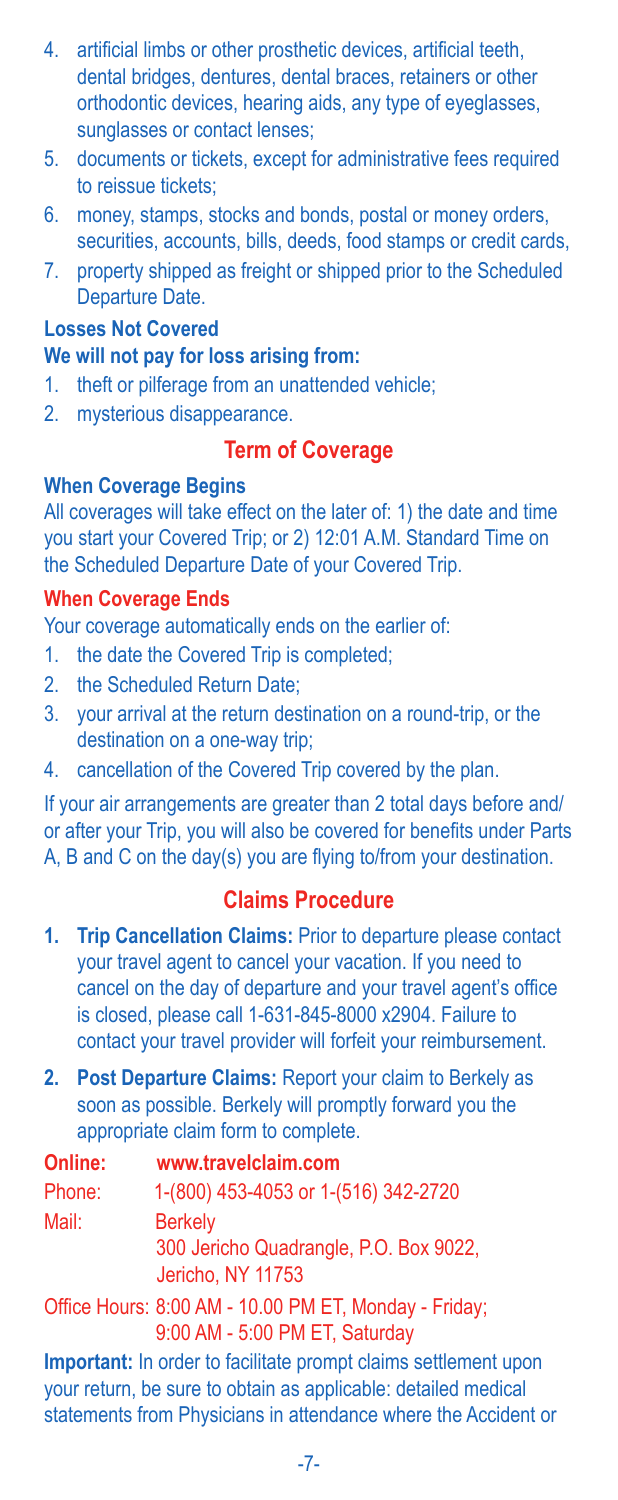4. artificial limbs or other prosthetic devices, artificial teeth, dental bridges, dentures, dental braces, retainers or other orthodontic devices, hearing aids, any type of eyeglasses, sunglasses or contact lenses;
5. documents or tickets, except for administrative fees required to reissue tickets;
6. money, stamps, stocks and bonds, postal or money orders, securities, accounts, bills, deeds, food stamps or credit cards,
7. property shipped as freight or shipped prior to the Scheduled Departure Date.

**Losses Not Covered**

**We will not pay for loss arising from:**

1. theft or pilferage from an unattended vehicle;
2. mysterious disappearance.

## Term of Coverage

**When Coverage Begins**

All coverages will take effect on the later of: 1) the date and time you start your Covered Trip; or 2) 12:01 A.M. Standard Time on the Scheduled Departure Date of your Covered Trip.

**When Coverage Ends**

Your coverage automatically ends on the earlier of:

1. the date the Covered Trip is completed;
2. the Scheduled Return Date;
3. your arrival at the return destination on a round-trip, or the destination on a one-way trip;
4. cancellation of the Covered Trip covered by the plan.

If your air arrangements are greater than 2 total days before and/ or after your Trip, you will also be covered for benefits under Parts A, B and C on the day(s) you are flying to/from your destination.

## Claims Procedure

1. **Trip Cancellation Claims:** Prior to departure please contact your travel agent to cancel your vacation. If you need to cancel on the day of departure and your travel agent's office is closed, please call 1-631-845-8000 x2904. Failure to contact your travel provider will forfeit your reimbursement.
2. **Post Departure Claims:** Report your claim to Berkely as soon as possible. Berkely will promptly forward you the appropriate claim form to complete.

**Online:** **www.travelclaim.com**

Phone: 1-(800) 453-4053 or 1-(516) 342-2720

Mail: Berkely
300 Jericho Quadrangle, P.O. Box 9022,
Jericho, NY 11753

Office Hours: 8:00 AM - 10.00 PM ET, Monday - Friday;
9:00 AM - 5:00 PM ET, Saturday

**Important:** In order to facilitate prompt claims settlement upon your return, be sure to obtain as applicable: detailed medical statements from Physicians in attendance where the Accident or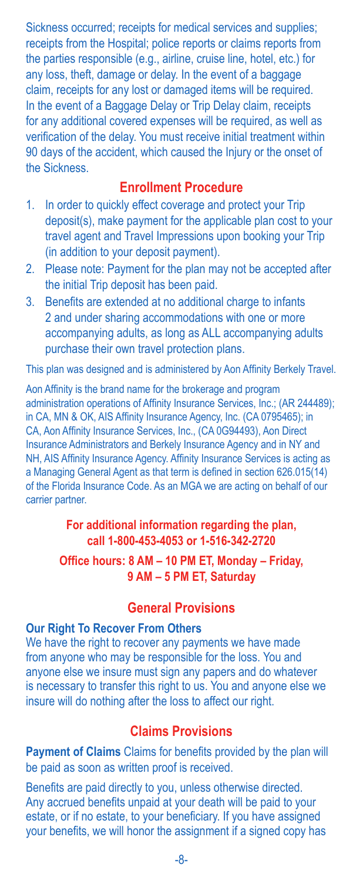Sickness occurred; receipts for medical services and supplies; receipts from the Hospital; police reports or claims reports from the parties responsible (e.g., airline, cruise line, hotel, etc.) for any loss, theft, damage or delay. In the event of a baggage claim, receipts for any lost or damaged items will be required. In the event of a Baggage Delay or Trip Delay claim, receipts for any additional covered expenses will be required, as well as verification of the delay. You must receive initial treatment within 90 days of the accident, which caused the Injury or the onset of the Sickness.

## Enrollment Procedure

1. In order to quickly effect coverage and protect your Trip deposit(s), make payment for the applicable plan cost to your travel agent and Travel Impressions upon booking your Trip (in addition to your deposit payment).
2. Please note: Payment for the plan may not be accepted after the initial Trip deposit has been paid.
3. Benefits are extended at no additional charge to infants 2 and under sharing accommodations with one or more accompanying adults, as long as ALL accompanying adults purchase their own travel protection plans.

This plan was designed and is administered by Aon Affinity Berkely Travel.

Aon Affinity is the brand name for the brokerage and program administration operations of Affinity Insurance Services, Inc.; (AR 244489); in CA, MN & OK, AIS Affinity Insurance Agency, Inc. (CA 0795465); in CA, Aon Affinity Insurance Services, Inc., (CA 0G94493), Aon Direct Insurance Administrators and Berkely Insurance Agency and in NY and NH, AIS Affinity Insurance Agency. Affinity Insurance Services is acting as a Managing General Agent as that term is defined in section 626.015(14) of the Florida Insurance Code. As an MGA we are acting on behalf of our carrier partner.

**For additional information regarding the plan, call 1-800-453-4053 or 1-516-342-2720**

**Office hours: 8 AM – 10 PM ET, Monday – Friday, 9 AM – 5 PM ET, Saturday**

## General Provisions

**Our Right To Recover From Others**

We have the right to recover any payments we have made from anyone who may be responsible for the loss. You and anyone else we insure must sign any papers and do whatever is necessary to transfer this right to us. You and anyone else we insure will do nothing after the loss to affect our right.

## Claims Provisions

**Payment of Claims** Claims for benefits provided by the plan will be paid as soon as written proof is received.

Benefits are paid directly to you, unless otherwise directed. Any accrued benefits unpaid at your death will be paid to your estate, or if no estate, to your beneficiary. If you have assigned your benefits, we will honor the assignment if a signed copy has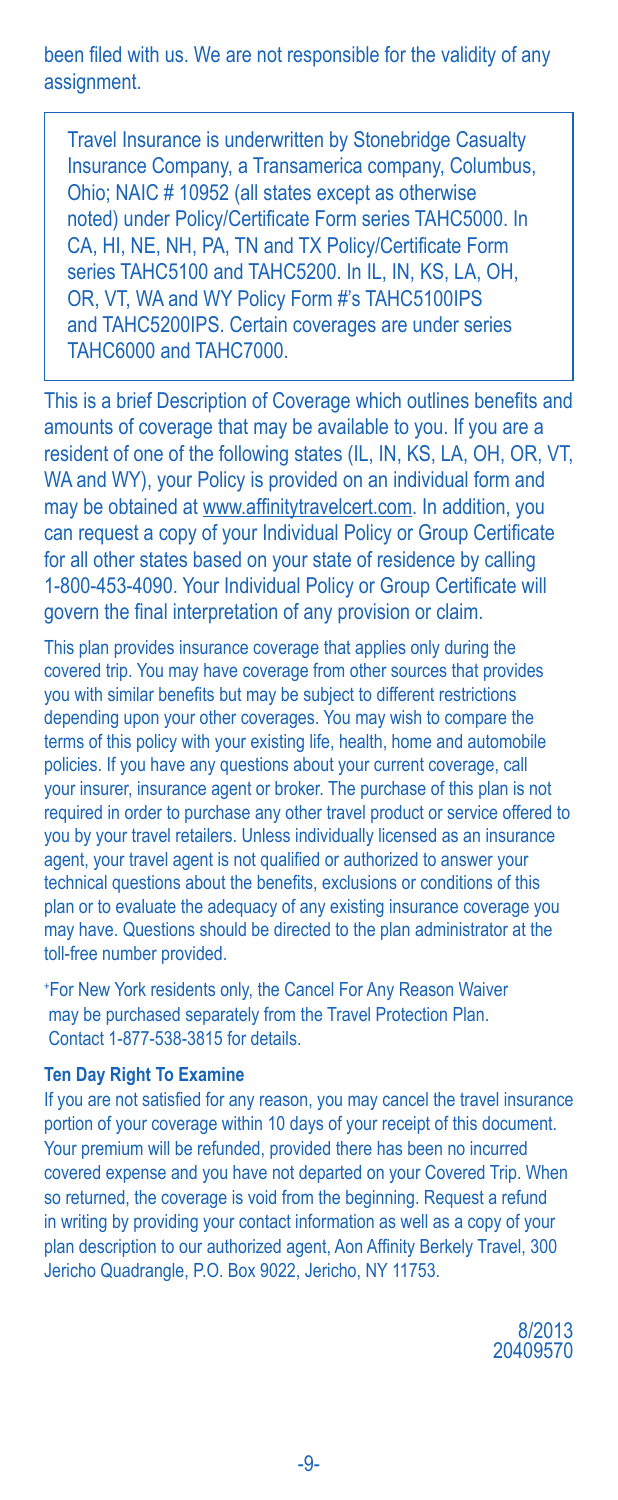been filed with us. We are not responsible for the validity of any assignment.

Travel Insurance is underwritten by Stonebridge Casualty Insurance Company, a Transamerica company, Columbus, Ohio; NAIC # 10952 (all states except as otherwise noted) under Policy/Certificate Form series TAHC5000. In CA, HI, NE, NH, PA, TN and TX Policy/Certificate Form series TAHC5100 and TAHC5200. In IL, IN, KS, LA, OH, OR, VT, WA and WY Policy Form #'s TAHC5100IPS and TAHC5200IPS. Certain coverages are under series TAHC6000 and TAHC7000.

This is a brief Description of Coverage which outlines benefits and amounts of coverage that may be available to you. If you are a resident of one of the following states (IL, IN, KS, LA, OH, OR, VT, WA and WY), your Policy is provided on an individual form and may be obtained at www.affinitytravelcert.com. In addition, you can request a copy of your Individual Policy or Group Certificate for all other states based on your state of residence by calling 1-800-453-4090. Your Individual Policy or Group Certificate will govern the final interpretation of any provision or claim.

This plan provides insurance coverage that applies only during the covered trip. You may have coverage from other sources that provides you with similar benefits but may be subject to different restrictions depending upon your other coverages. You may wish to compare the terms of this policy with your existing life, health, home and automobile policies. If you have any questions about your current coverage, call your insurer, insurance agent or broker. The purchase of this plan is not required in order to purchase any other travel product or service offered to you by your travel retailers. Unless individually licensed as an insurance agent, your travel agent is not qualified or authorized to answer your technical questions about the benefits, exclusions or conditions of this plan or to evaluate the adequacy of any existing insurance coverage you may have. Questions should be directed to the plan administrator at the toll-free number provided.

+For New York residents only, the Cancel For Any Reason Waiver may be purchased separately from the Travel Protection Plan. Contact 1-877-538-3815 for details.

**Ten Day Right To Examine**

If you are not satisfied for any reason, you may cancel the travel insurance portion of your coverage within 10 days of your receipt of this document. Your premium will be refunded, provided there has been no incurred covered expense and you have not departed on your Covered Trip. When so returned, the coverage is void from the beginning. Request a refund in writing by providing your contact information as well as a copy of your plan description to our authorized agent, Aon Affinity Berkely Travel, 300 Jericho Quadrangle, P.O. Box 9022, Jericho, NY 11753.

8/2013
20409570